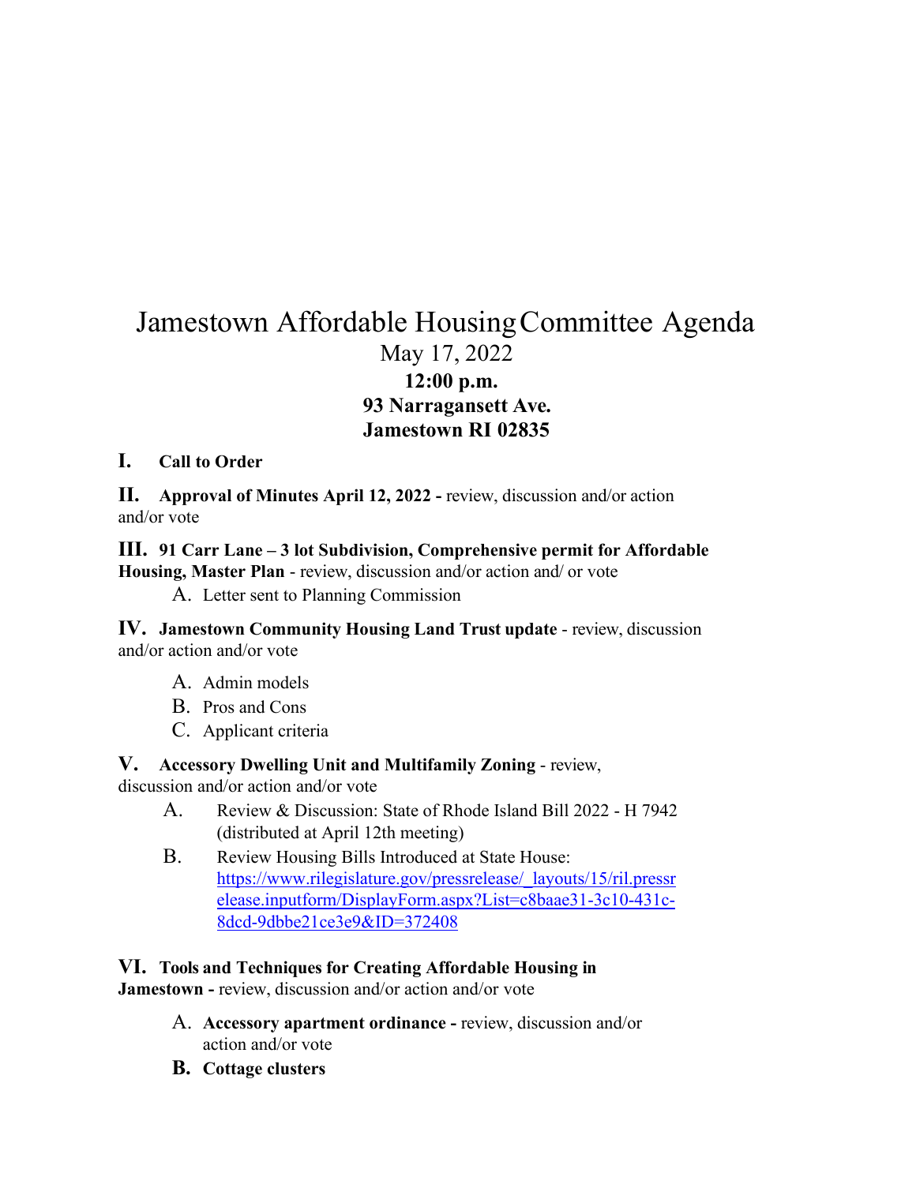# Jamestown Affordable Housing Committee Agenda

May 17, 2022

**12:00 p.m.**

**93 Narragansett Ave.**

**Jamestown RI 02835**

**I. Call to Order**

**II. Approval of Minutes April 12, 2022 -** review, discussion and/or action and/or vote

**III. 91 Carr Lane – 3 lot Subdivision, Comprehensive permit for Affordable Housing, Master Plan** - review, discussion and/or action and/ or vote

A. Letter sent to Planning Commission

**IV. Jamestown Community Housing Land Trust update** - review, discussion and/or action and/or vote

A. Admin models
B. Pros and Cons
C. Applicant criteria

**V. Accessory Dwelling Unit and Multifamily Zoning** - review, discussion and/or action and/or vote

A. Review & Discussion: State of Rhode Island Bill 2022 - H 7942 (distributed at April 12th meeting)
B. Review Housing Bills Introduced at State House: https://www.rilegislature.gov/pressrelease/_layouts/15/ril.pressrelease.inputform/DisplayForm.aspx?List=c8baae31-3c10-431c-8dcd-9dbbe21ce3e9&ID=372408

**VI. Tools and Techniques for Creating Affordable Housing in Jamestown -** review, discussion and/or action and/or vote

A. **Accessory apartment ordinance -** review, discussion and/or action and/or vote
B. **Cottage clusters**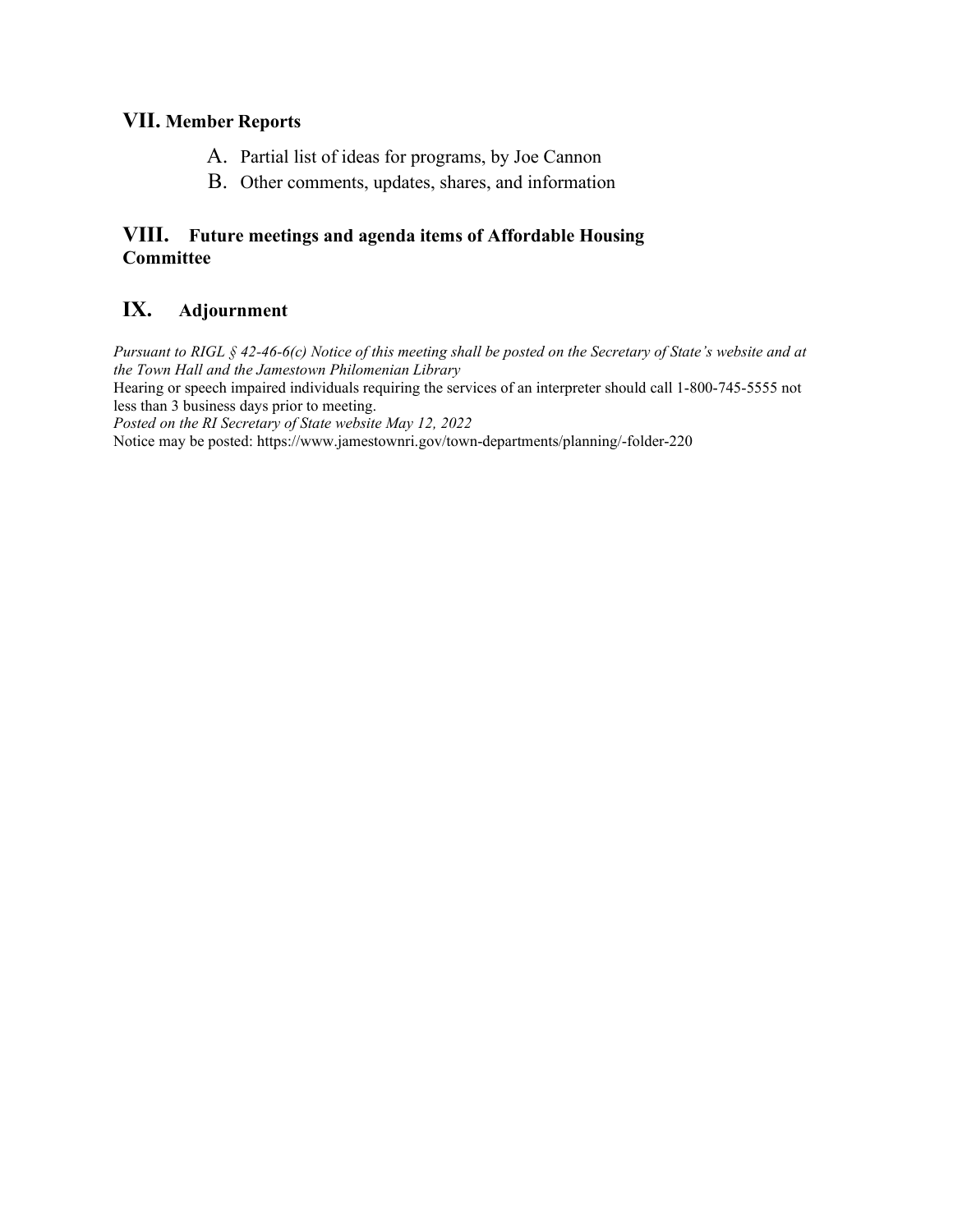## VII. Member Reports

A. Partial list of ideas for programs, by Joe Cannon

B. Other comments, updates, shares, and information

## VIII. Future meetings and agenda items of Affordable Housing Committee

## IX. Adjournment

*Pursuant to RIGL § 42-46-6(c) Notice of this meeting shall be posted on the Secretary of State's website and at the Town Hall and the Jamestown Philomenian Library*

Hearing or speech impaired individuals requiring the services of an interpreter should call 1-800-745-5555 not less than 3 business days prior to meeting.

*Posted on the RI Secretary of State website May 12, 2022*

Notice may be posted: https://www.jamestownri.gov/town-departments/planning/-folder-220